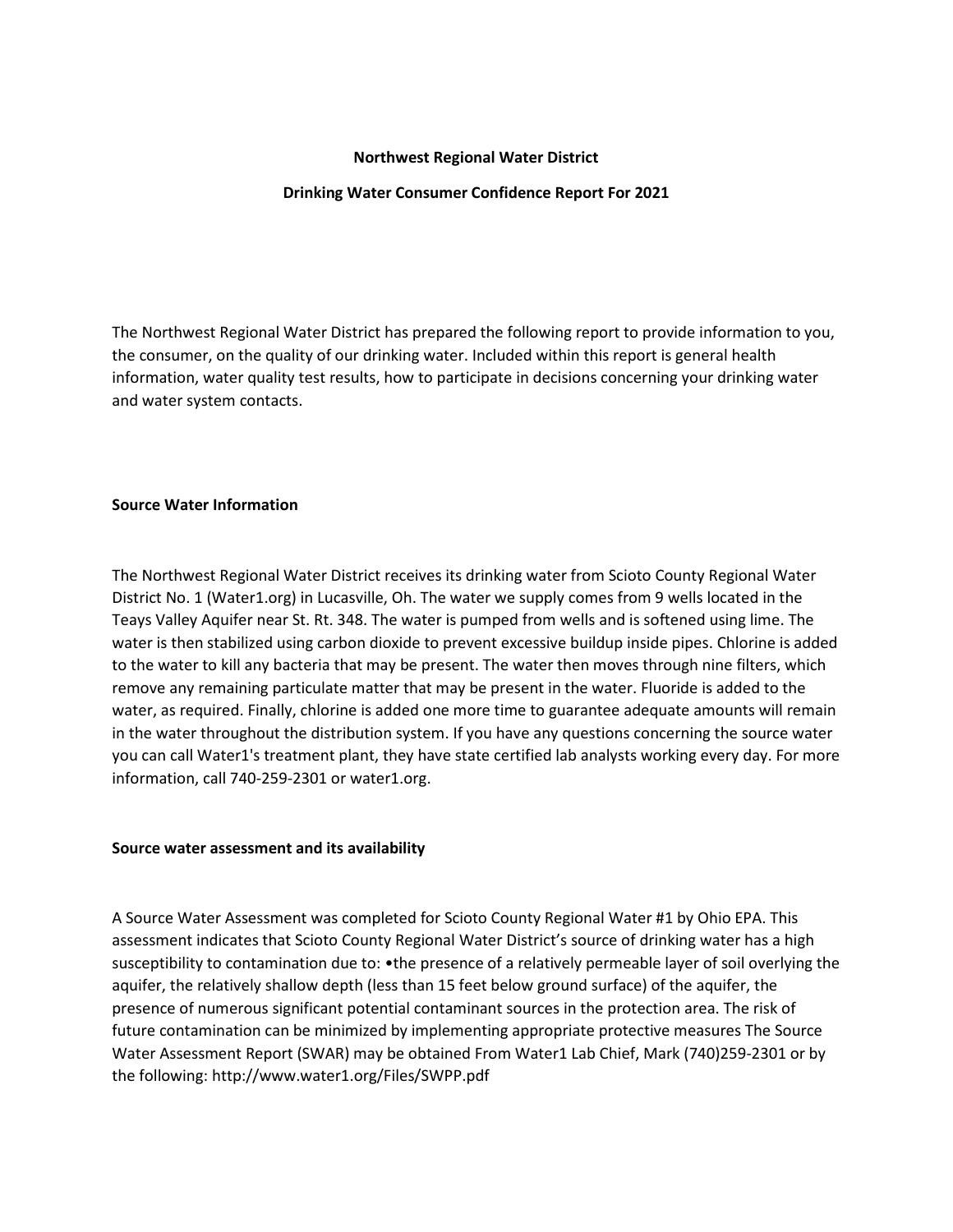# Northwest Regional Water District

## Drinking Water Consumer Confidence Report For 2021

The Northwest Regional Water District has prepared the following report to provide information to you, the consumer, on the quality of our drinking water. Included within this report is general health information, water quality test results, how to participate in decisions concerning your drinking water and water system contacts.

### Source Water Information

The Northwest Regional Water District receives its drinking water from Scioto County Regional Water District No. 1 (Water1.org) in Lucasville, Oh. The water we supply comes from 9 wells located in the Teays Valley Aquifer near St. Rt. 348. The water is pumped from wells and is softened using lime. The water is then stabilized using carbon dioxide to prevent excessive buildup inside pipes. Chlorine is added to the water to kill any bacteria that may be present. The water then moves through nine filters, which remove any remaining particulate matter that may be present in the water. Fluoride is added to the water, as required. Finally, chlorine is added one more time to guarantee adequate amounts will remain in the water throughout the distribution system. If you have any questions concerning the source water you can call Water1's treatment plant, they have state certified lab analysts working every day. For more information, call 740-259-2301 or water1.org.

### Source water assessment and its availability

A Source Water Assessment was completed for Scioto County Regional Water #1 by Ohio EPA. This assessment indicates that Scioto County Regional Water District's source of drinking water has a high susceptibility to contamination due to: •the presence of a relatively permeable layer of soil overlying the aquifer, the relatively shallow depth (less than 15 feet below ground surface) of the aquifer, the presence of numerous significant potential contaminant sources in the protection area. The risk of future contamination can be minimized by implementing appropriate protective measures The Source Water Assessment Report (SWAR) may be obtained From Water1 Lab Chief, Mark (740)259-2301 or by the following: http://www.water1.org/Files/SWPP.pdf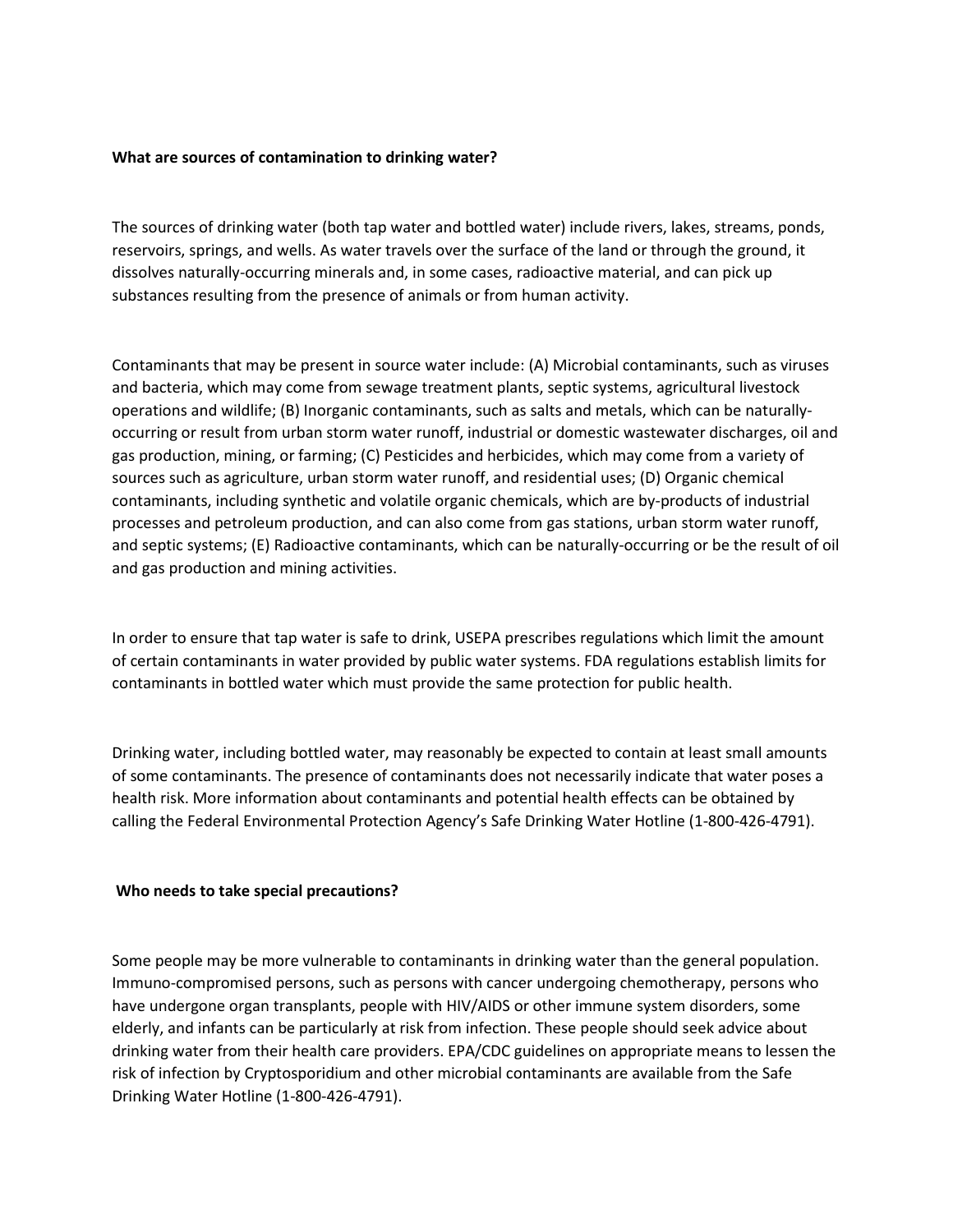**What are sources of contamination to drinking water?**

The sources of drinking water (both tap water and bottled water) include rivers, lakes, streams, ponds, reservoirs, springs, and wells. As water travels over the surface of the land or through the ground, it dissolves naturally-occurring minerals and, in some cases, radioactive material, and can pick up substances resulting from the presence of animals or from human activity.

Contaminants that may be present in source water include: (A) Microbial contaminants, such as viruses and bacteria, which may come from sewage treatment plants, septic systems, agricultural livestock operations and wildlife; (B) Inorganic contaminants, such as salts and metals, which can be naturally-occurring or result from urban storm water runoff, industrial or domestic wastewater discharges, oil and gas production, mining, or farming; (C) Pesticides and herbicides, which may come from a variety of sources such as agriculture, urban storm water runoff, and residential uses; (D) Organic chemical contaminants, including synthetic and volatile organic chemicals, which are by-products of industrial processes and petroleum production, and can also come from gas stations, urban storm water runoff, and septic systems; (E) Radioactive contaminants, which can be naturally-occurring or be the result of oil and gas production and mining activities.

In order to ensure that tap water is safe to drink, USEPA prescribes regulations which limit the amount of certain contaminants in water provided by public water systems. FDA regulations establish limits for contaminants in bottled water which must provide the same protection for public health.

Drinking water, including bottled water, may reasonably be expected to contain at least small amounts of some contaminants. The presence of contaminants does not necessarily indicate that water poses a health risk. More information about contaminants and potential health effects can be obtained by calling the Federal Environmental Protection Agency's Safe Drinking Water Hotline (1-800-426-4791).

**Who needs to take special precautions?**

Some people may be more vulnerable to contaminants in drinking water than the general population. Immuno-compromised persons, such as persons with cancer undergoing chemotherapy, persons who have undergone organ transplants, people with HIV/AIDS or other immune system disorders, some elderly, and infants can be particularly at risk from infection. These people should seek advice about drinking water from their health care providers. EPA/CDC guidelines on appropriate means to lessen the risk of infection by Cryptosporidium and other microbial contaminants are available from the Safe Drinking Water Hotline (1-800-426-4791).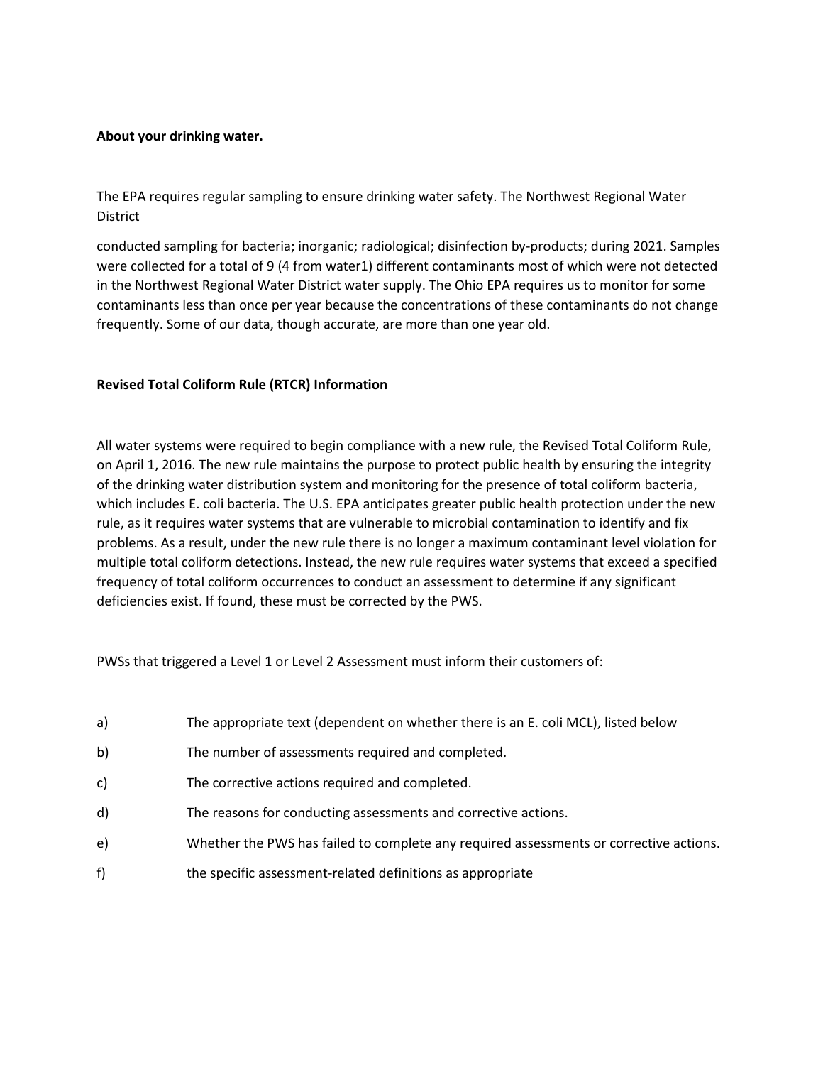**About your drinking water.**

The EPA requires regular sampling to ensure drinking water safety. The Northwest Regional Water District

conducted sampling for bacteria; inorganic; radiological; disinfection by-products; during 2021. Samples were collected for a total of 9 (4 from water1) different contaminants most of which were not detected in the Northwest Regional Water District water supply. The Ohio EPA requires us to monitor for some contaminants less than once per year because the concentrations of these contaminants do not change frequently. Some of our data, though accurate, are more than one year old.

**Revised Total Coliform Rule (RTCR) Information**

All water systems were required to begin compliance with a new rule, the Revised Total Coliform Rule, on April 1, 2016. The new rule maintains the purpose to protect public health by ensuring the integrity of the drinking water distribution system and monitoring for the presence of total coliform bacteria, which includes E. coli bacteria. The U.S. EPA anticipates greater public health protection under the new rule, as it requires water systems that are vulnerable to microbial contamination to identify and fix problems. As a result, under the new rule there is no longer a maximum contaminant level violation for multiple total coliform detections. Instead, the new rule requires water systems that exceed a specified frequency of total coliform occurrences to conduct an assessment to determine if any significant deficiencies exist. If found, these must be corrected by the PWS.

PWSs that triggered a Level 1 or Level 2 Assessment must inform their customers of:

a) The appropriate text (dependent on whether there is an E. coli MCL), listed below

b) The number of assessments required and completed.

c) The corrective actions required and completed.

d) The reasons for conducting assessments and corrective actions.

e) Whether the PWS has failed to complete any required assessments or corrective actions.

f) the specific assessment-related definitions as appropriate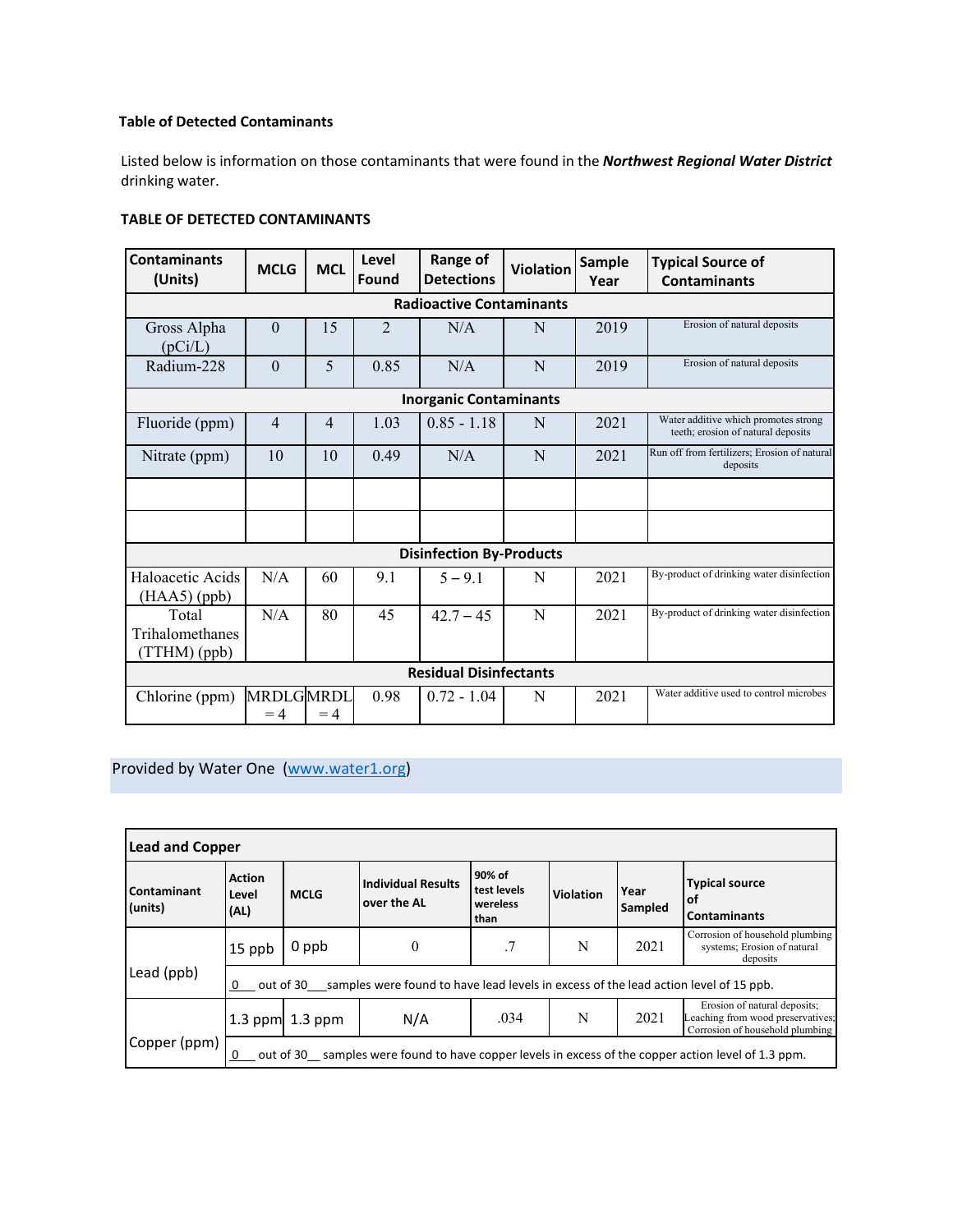**Table of Detected Contaminants**

Listed below is information on those contaminants that were found in the ***Northwest Regional Water District*** drinking water.

**TABLE OF DETECTED CONTAMINANTS**

| Contaminants (Units) | MCLG | MCL | Level Found | Range of Detections | Violation | Sample Year | Typical Source of Contaminants |
|---|---|---|---|---|---|---|---|
| **Radioactive Contaminants** | | | | | | | |
| Gross Alpha (pCi/L) | 0 | 15 | 2 | N/A | N | 2019 | Erosion of natural deposits |
| Radium-228 | 0 | 5 | 0.85 | N/A | N | 2019 | Erosion of natural deposits |
| **Inorganic Contaminants** | | | | | | | |
| Fluoride (ppm) | 4 | 4 | 1.03 | 0.85 - 1.18 | N | 2021 | Water additive which promotes strong teeth; erosion of natural deposits |
| Nitrate (ppm) | 10 | 10 | 0.49 | N/A | N | 2021 | Run off from fertilizers; Erosion of natural deposits |
| | | | | | | | |
| | | | | | | | |
| **Disinfection By-Products** | | | | | | | |
| Haloacetic Acids (HAA5) (ppb) | N/A | 60 | 9.1 | 5 – 9.1 | N | 2021 | By-product of drinking water disinfection |
| Total Trihalomethanes (TTHM) (ppb) | N/A | 80 | 45 | 42.7 – 45 | N | 2021 | By-product of drinking water disinfection |
| **Residual Disinfectants** | | | | | | | |
| Chlorine (ppm) | MRDLG = 4 | MRDL = 4 | 0.98 | 0.72 - 1.04 | N | 2021 | Water additive used to control microbes |

Provided by Water One (www.water1.org)

| **Lead and Copper** | | | | | | | |
|---|---|---|---|---|---|---|---|
| **Contaminant (units)** | **Action Level (AL)** | **MCLG** | **Individual Results over the AL** | **90% of test levels wereless than** | **Violation** | **Year Sampled** | **Typical source of Contaminants** |
| Lead (ppb) | 15 ppb | 0 ppb | 0 | .7 | N | 2021 | Corrosion of household plumbing systems; Erosion of natural deposits |
| | 0 out of 30 samples were found to have lead levels in excess of the lead action level of 15 ppb. | | | | | | |
| Copper (ppm) | 1.3 ppm | 1.3 ppm | N/A | .034 | N | 2021 | Erosion of natural deposits; Leaching from wood preservatives; Corrosion of household plumbing |
| | 0 out of 30 samples were found to have copper levels in excess of the copper action level of 1.3 ppm. | | | | | | |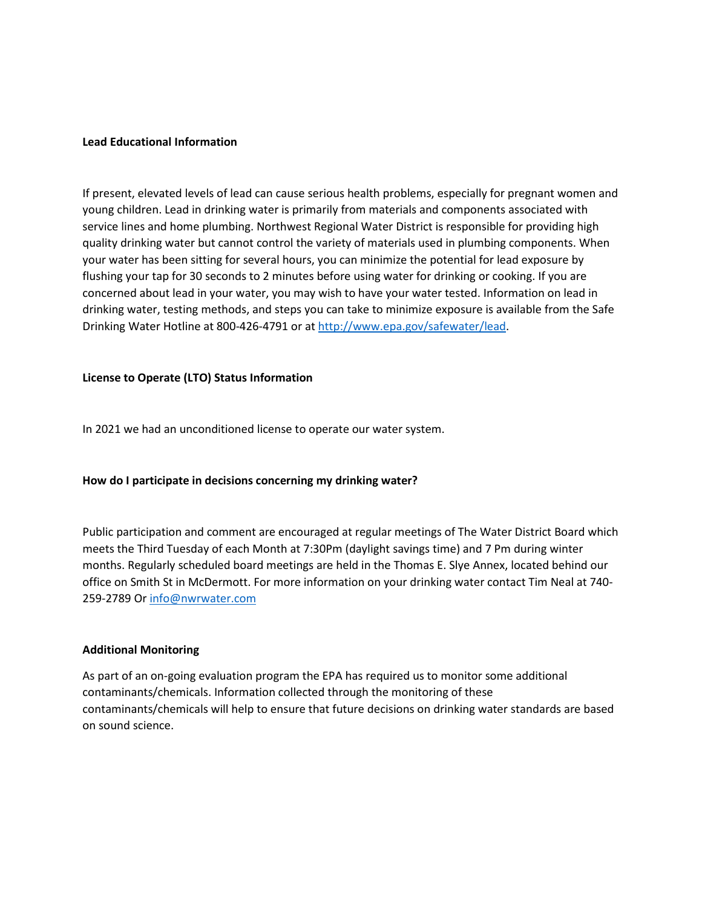## Lead Educational Information

If present, elevated levels of lead can cause serious health problems, especially for pregnant women and young children. Lead in drinking water is primarily from materials and components associated with service lines and home plumbing. Northwest Regional Water District is responsible for providing high quality drinking water but cannot control the variety of materials used in plumbing components. When your water has been sitting for several hours, you can minimize the potential for lead exposure by flushing your tap for 30 seconds to 2 minutes before using water for drinking or cooking. If you are concerned about lead in your water, you may wish to have your water tested. Information on lead in drinking water, testing methods, and steps you can take to minimize exposure is available from the Safe Drinking Water Hotline at 800-426-4791 or at [http://www.epa.gov/safewater/lead](http://www.epa.gov/safewater/lead).

## License to Operate (LTO) Status Information

In 2021 we had an unconditioned license to operate our water system.

## How do I participate in decisions concerning my drinking water?

Public participation and comment are encouraged at regular meetings of The Water District Board which meets the Third Tuesday of each Month at 7:30Pm (daylight savings time) and 7 Pm during winter months. Regularly scheduled board meetings are held in the Thomas E. Slye Annex, located behind our office on Smith St in McDermott. For more information on your drinking water contact Tim Neal at 740-259-2789 Or [info@nwrwater.com](mailto:info@nwrwater.com)

## Additional Monitoring

As part of an on-going evaluation program the EPA has required us to monitor some additional contaminants/chemicals. Information collected through the monitoring of these contaminants/chemicals will help to ensure that future decisions on drinking water standards are based on sound science.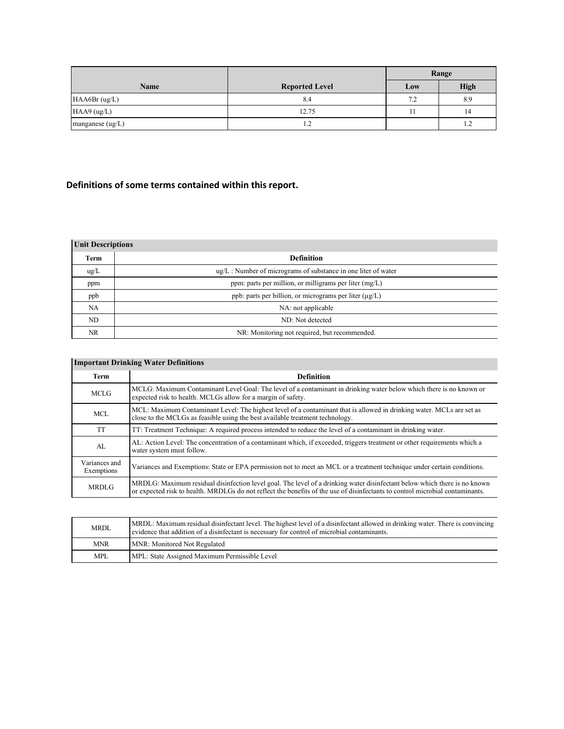| Name | Reported Level | Range | |
|---|---|---|---|
| | | Low | High |
| HAA6Br (ug/L) | 8.4 | 7.2 | 8.9 |
| HAA9 (ug/L) | 12.75 | 11 | 14 |
| manganese (ug/L) | 1.2 | | 1.2 |

## Definitions of some terms contained within this report.

| Unit Descriptions | |
|---|---|
| Term | Definition |
| ug/L | ug/L : Number of micrograms of substance in one liter of water |
| ppm | ppm: parts per million, or milligrams per liter (mg/L) |
| ppb | ppb: parts per billion, or micrograms per liter (µg/L) |
| NA | NA: not applicable |
| ND | ND: Not detected |
| NR | NR: Monitoring not required, but recommended. |

| Important Drinking Water Definitions | |
|---|---|
| Term | Definition |
| MCLG | MCLG: Maximum Contaminant Level Goal: The level of a contaminant in drinking water below which there is no known or expected risk to health. MCLGs allow for a margin of safety. |
| MCL | MCL: Maximum Contaminant Level: The highest level of a contaminant that is allowed in drinking water. MCLs are set as close to the MCLGs as feasible using the best available treatment technology. |
| TT | TT: Treatment Technique: A required process intended to reduce the level of a contaminant in drinking water. |
| AL | AL: Action Level: The concentration of a contaminant which, if exceeded, triggers treatment or other requirements which a water system must follow. |
| Variances and Exemptions | Variances and Exemptions: State or EPA permission not to meet an MCL or a treatment technique under certain conditions. |
| MRDLG | MRDLG: Maximum residual disinfection level goal. The level of a drinking water disinfectant below which there is no known or expected risk to health. MRDLGs do not reflect the benefits of the use of disinfectants to control microbial contaminants. |
| MRDL | MRDL: Maximum residual disinfectant level. The highest level of a disinfectant allowed in drinking water. There is convincing evidence that addition of a disinfectant is necessary for control of microbial contaminants. |
| MNR | MNR: Monitored Not Regulated |
| MPL | MPL: State Assigned Maximum Permissible Level |